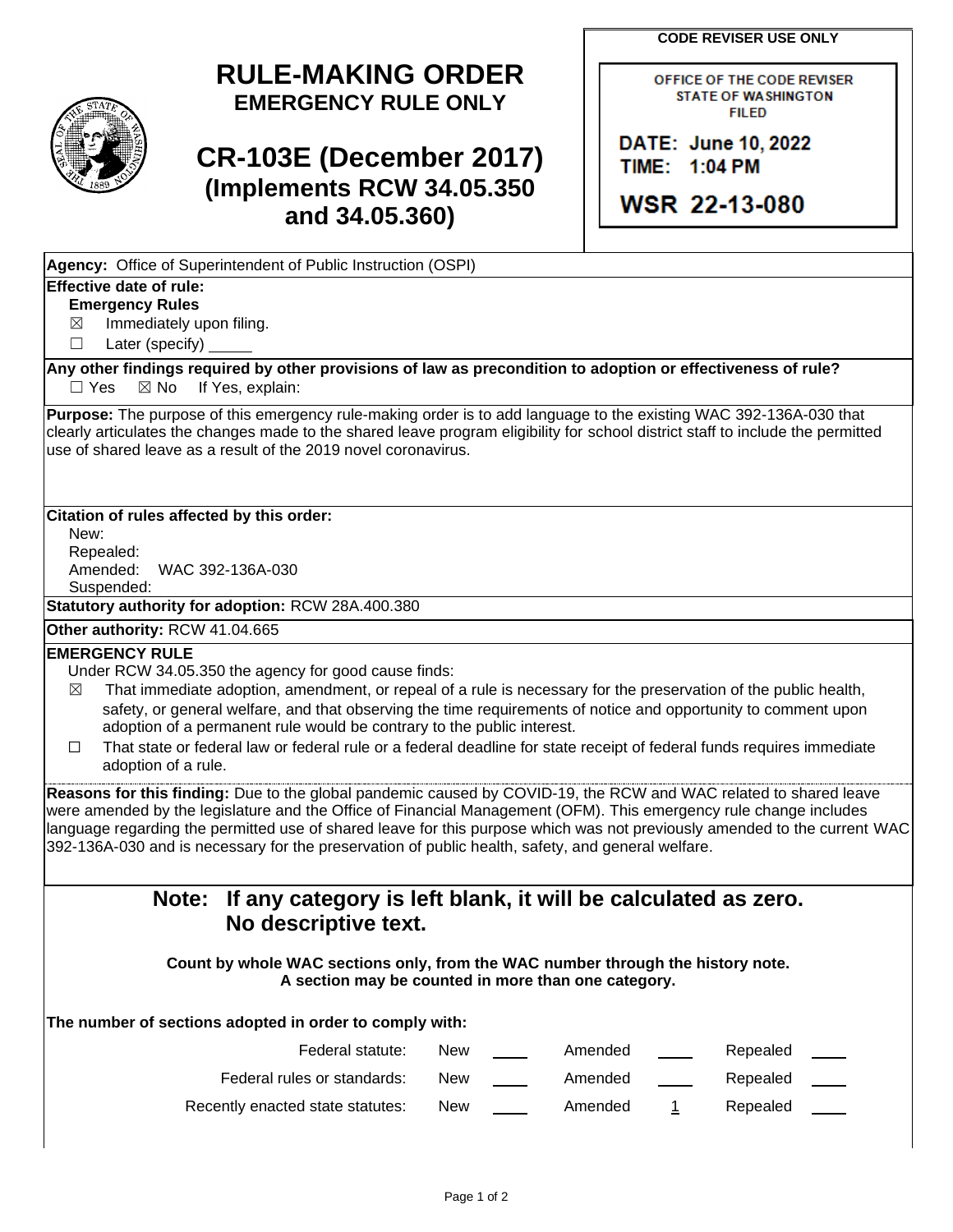# RULE-MAKING ORDER
## EMERGENCY RULE ONLY

# CR-103E (December 2017)
## (Implements RCW 34.05.350 and 34.05.360)

**CODE REVISER USE ONLY**

OFFICE OF THE CODE REVISER
STATE OF WASHINGTON
FILED

DATE: June 10, 2022
TIME: 1:04 PM

WSR 22-13-080

**Agency:** Office of Superintendent of Public Instruction (OSPI)

**Effective date of rule:**
**Emergency Rules**
☒ Immediately upon filing.
☐ Later (specify) _____

**Any other findings required by other provisions of law as precondition to adoption or effectiveness of rule?**
☐ Yes ☒ No If Yes, explain:

**Purpose:** The purpose of this emergency rule-making order is to add language to the existing WAC 392-136A-030 that clearly articulates the changes made to the shared leave program eligibility for school district staff to include the permitted use of shared leave as a result of the 2019 novel coronavirus.

**Citation of rules affected by this order:**
New:
Repealed:
Amended: WAC 392-136A-030
Suspended:

**Statutory authority for adoption:** RCW 28A.400.380

**Other authority:** RCW 41.04.665

**EMERGENCY RULE**
Under RCW 34.05.350 the agency for good cause finds:
☒ That immediate adoption, amendment, or repeal of a rule is necessary for the preservation of the public health, safety, or general welfare, and that observing the time requirements of notice and opportunity to comment upon adoption of a permanent rule would be contrary to the public interest.
☐ That state or federal law or federal rule or a federal deadline for state receipt of federal funds requires immediate adoption of a rule.

**Reasons for this finding:** Due to the global pandemic caused by COVID-19, the RCW and WAC related to shared leave were amended by the legislature and the Office of Financial Management (OFM). This emergency rule change includes language regarding the permitted use of shared leave for this purpose which was not previously amended to the current WAC 392-136A-030 and is necessary for the preservation of public health, safety, and general welfare.

**Note: If any category is left blank, it will be calculated as zero. No descriptive text.**

**Count by whole WAC sections only, from the WAC number through the history note. A section may be counted in more than one category.**

**The number of sections adopted in order to comply with:**

| | New | Amended | Repealed |
|---|---|---|---|
| Federal statute: | | | |
| Federal rules or standards: | | | |
| Recently enacted state statutes: | | 1 | |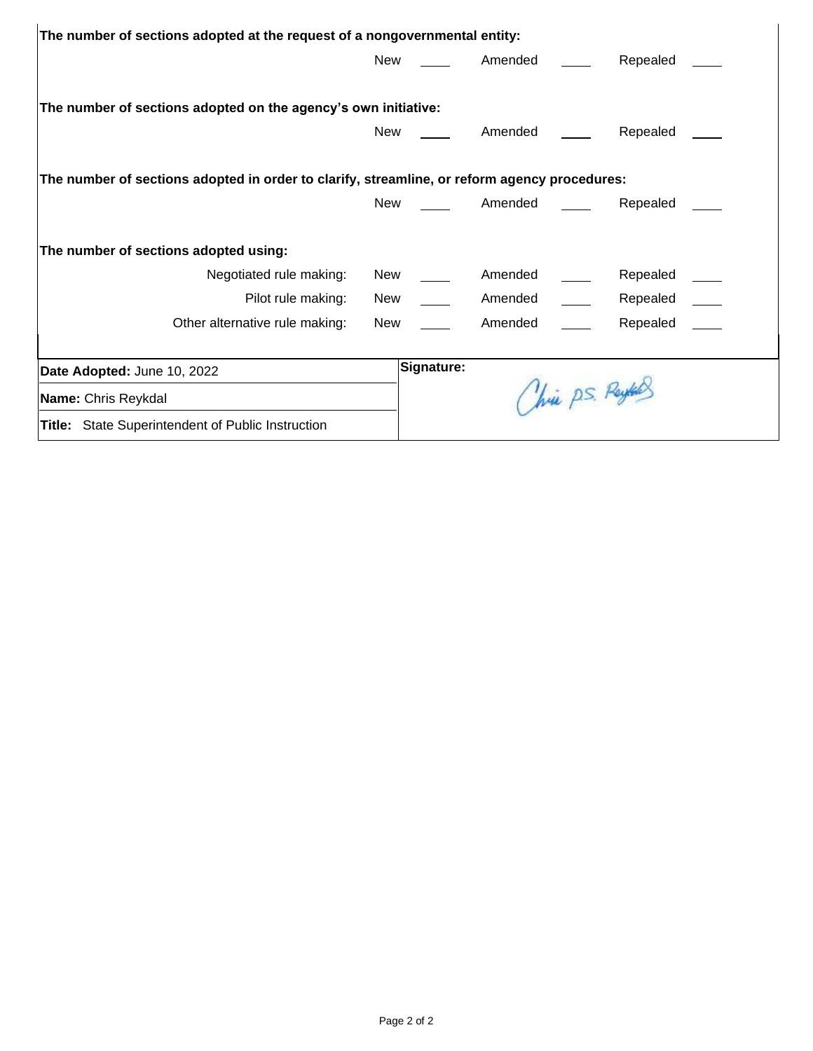**The number of sections adopted at the request of a nongovernmental entity:**

| | | | |
|---|---|---|---|
| | New ____ | Amended ____ | Repealed ____ |

**The number of sections adopted on the agency's own initiative:**

| | | | |
|---|---|---|---|
| | New ____ | Amended ____ | Repealed ____ |

**The number of sections adopted in order to clarify, streamline, or reform agency procedures:**

| | | | |
|---|---|---|---|
| | New ____ | Amended ____ | Repealed ____ |

**The number of sections adopted using:**

| | | | |
|---|---|---|---|
| Negotiated rule making: | New ____ | Amended ____ | Repealed ____ |
| Pilot rule making: | New ____ | Amended ____ | Repealed ____ |
| Other alternative rule making: | New ____ | Amended ____ | Repealed ____ |

| | |
|---|---|
| **Date Adopted:** June 10, 2022 | **Signature:** Chris P.S. Reykdal |
| **Name:** Chris Reykdal | |
| **Title:** State Superintendent of Public Instruction | |